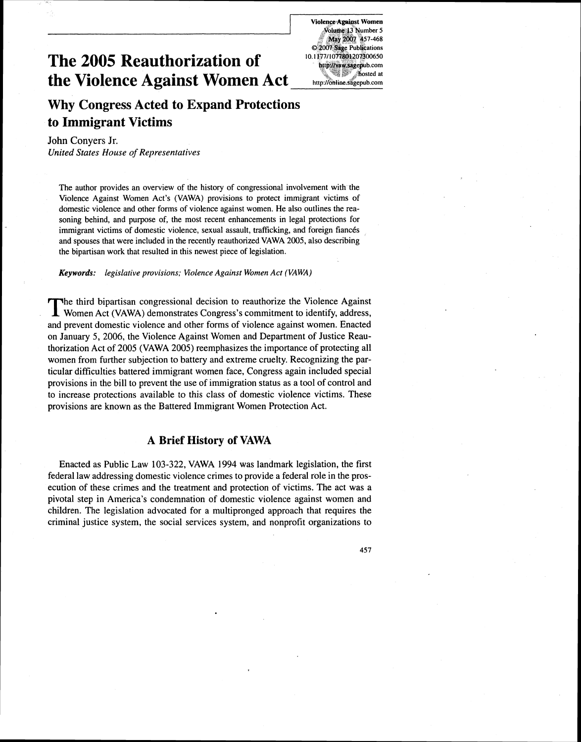# The 2005 Reauthorization of the Violence Against Women Act

## Why Congress Acted to Expand Protections to Immigrant Victims

John Conyers Jr.
*United States House of Representatives*

The author provides an overview of the history of congressional involvement with the Violence Against Women Act's (VAWA) provisions to protect immigrant victims of domestic violence and other forms of violence against women. He also outlines the reasoning behind, and purpose of, the most recent enhancements in legal protections for immigrant victims of domestic violence, sexual assault, trafficking, and foreign fiancés and spouses that were included in the recently reauthorized VAWA 2005, also describing the bipartisan work that resulted in this newest piece of legislation.

***Keywords:*** *legislative provisions; Violence Against Women Act (VAWA)*

The third bipartisan congressional decision to reauthorize the Violence Against Women Act (VAWA) demonstrates Congress's commitment to identify, address, and prevent domestic violence and other forms of violence against women. Enacted on January 5, 2006, the Violence Against Women and Department of Justice Reauthorization Act of 2005 (VAWA 2005) reemphasizes the importance of protecting all women from further subjection to battery and extreme cruelty. Recognizing the particular difficulties battered immigrant women face, Congress again included special provisions in the bill to prevent the use of immigration status as a tool of control and to increase protections available to this class of domestic violence victims. These provisions are known as the Battered Immigrant Women Protection Act.

## A Brief History of VAWA

Enacted as Public Law 103-322, VAWA 1994 was landmark legislation, the first federal law addressing domestic violence crimes to provide a federal role in the prosecution of these crimes and the treatment and protection of victims. The act was a pivotal step in America's condemnation of domestic violence against women and children. The legislation advocated for a multipronged approach that requires the criminal justice system, the social services system, and nonprofit organizations to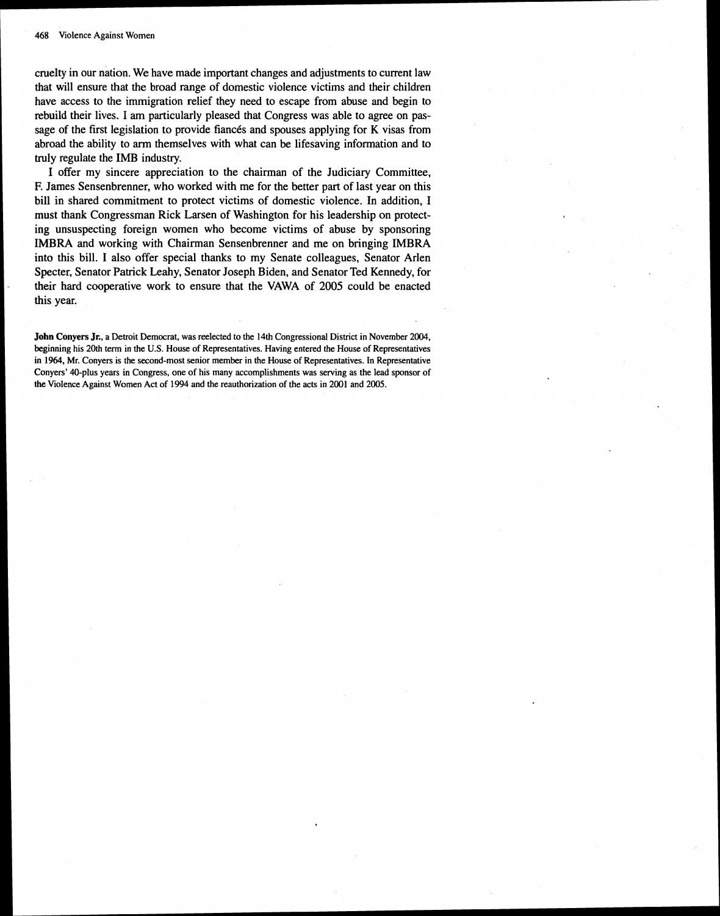cruelty in our nation. We have made important changes and adjustments to current law that will ensure that the broad range of domestic violence victims and their children have access to the immigration relief they need to escape from abuse and begin to rebuild their lives. I am particularly pleased that Congress was able to agree on passage of the first legislation to provide fiancés and spouses applying for K visas from abroad the ability to arm themselves with what can be lifesaving information and to truly regulate the IMB industry.

I offer my sincere appreciation to the chairman of the Judiciary Committee, F. James Sensenbrenner, who worked with me for the better part of last year on this bill in shared commitment to protect victims of domestic violence. In addition, I must thank Congressman Rick Larsen of Washington for his leadership on protecting unsuspecting foreign women who become victims of abuse by sponsoring IMBRA and working with Chairman Sensenbrenner and me on bringing IMBRA into this bill. I also offer special thanks to my Senate colleagues, Senator Arlen Specter, Senator Patrick Leahy, Senator Joseph Biden, and Senator Ted Kennedy, for their hard cooperative work to ensure that the VAWA of 2005 could be enacted this year.

**John Conyers Jr.**, a Detroit Democrat, was reelected to the 14th Congressional District in November 2004, beginning his 20th term in the U.S. House of Representatives. Having entered the House of Representatives in 1964, Mr. Conyers is the second-most senior member in the House of Representatives. In Representative Conyers' 40-plus years in Congress, one of his many accomplishments was serving as the lead sponsor of the Violence Against Women Act of 1994 and the reauthorization of the acts in 2001 and 2005.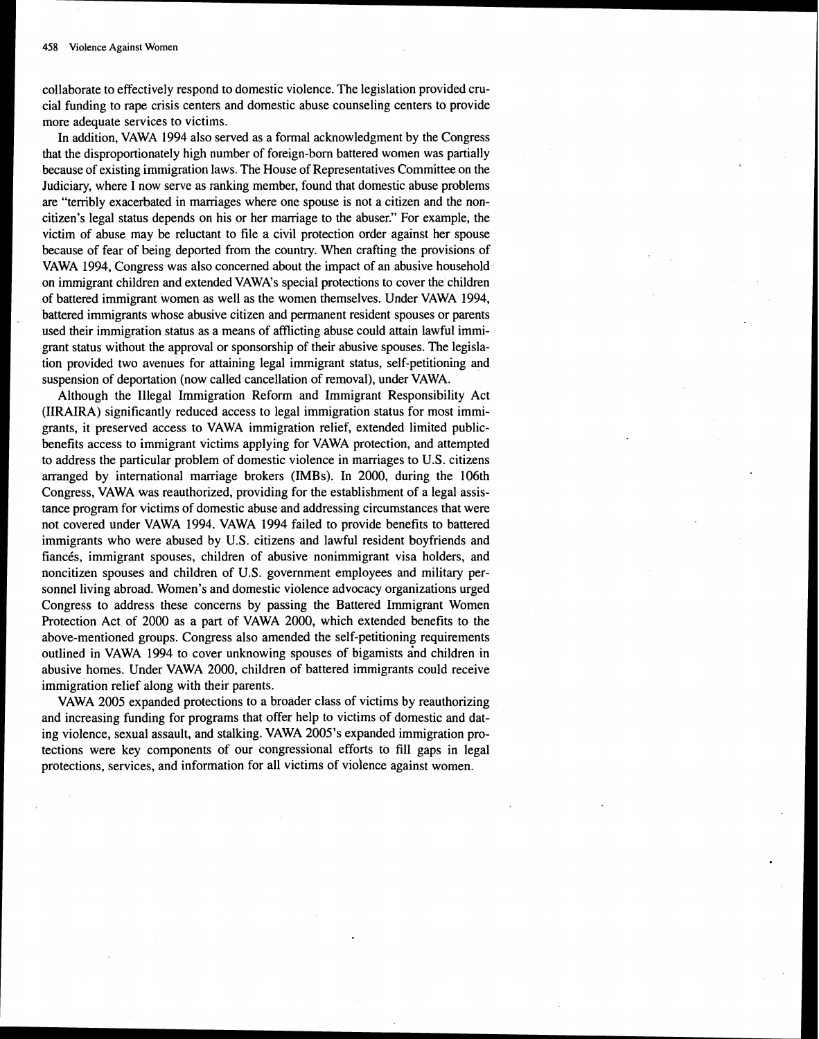collaborate to effectively respond to domestic violence. The legislation provided crucial funding to rape crisis centers and domestic abuse counseling centers to provide more adequate services to victims.

In addition, VAWA 1994 also served as a formal acknowledgment by the Congress that the disproportionately high number of foreign-born battered women was partially because of existing immigration laws. The House of Representatives Committee on the Judiciary, where I now serve as ranking member, found that domestic abuse problems are "terribly exacerbated in marriages where one spouse is not a citizen and the non-citizen's legal status depends on his or her marriage to the abuser." For example, the victim of abuse may be reluctant to file a civil protection order against her spouse because of fear of being deported from the country. When crafting the provisions of VAWA 1994, Congress was also concerned about the impact of an abusive household on immigrant children and extended VAWA's special protections to cover the children of battered immigrant women as well as the women themselves. Under VAWA 1994, battered immigrants whose abusive citizen and permanent resident spouses or parents used their immigration status as a means of afflicting abuse could attain lawful immigrant status without the approval or sponsorship of their abusive spouses. The legislation provided two avenues for attaining legal immigrant status, self-petitioning and suspension of deportation (now called cancellation of removal), under VAWA.

Although the Illegal Immigration Reform and Immigrant Responsibility Act (IIRAIRA) significantly reduced access to legal immigration status for most immigrants, it preserved access to VAWA immigration relief, extended limited public-benefits access to immigrant victims applying for VAWA protection, and attempted to address the particular problem of domestic violence in marriages to U.S. citizens arranged by international marriage brokers (IMBs). In 2000, during the 106th Congress, VAWA was reauthorized, providing for the establishment of a legal assistance program for victims of domestic abuse and addressing circumstances that were not covered under VAWA 1994. VAWA 1994 failed to provide benefits to battered immigrants who were abused by U.S. citizens and lawful resident boyfriends and fiancés, immigrant spouses, children of abusive nonimmigrant visa holders, and noncitizen spouses and children of U.S. government employees and military personnel living abroad. Women's and domestic violence advocacy organizations urged Congress to address these concerns by passing the Battered Immigrant Women Protection Act of 2000 as a part of VAWA 2000, which extended benefits to the above-mentioned groups. Congress also amended the self-petitioning requirements outlined in VAWA 1994 to cover unknowing spouses of bigamists and children in abusive homes. Under VAWA 2000, children of battered immigrants could receive immigration relief along with their parents.

VAWA 2005 expanded protections to a broader class of victims by reauthorizing and increasing funding for programs that offer help to victims of domestic and dating violence, sexual assault, and stalking. VAWA 2005's expanded immigration protections were key components of our congressional efforts to fill gaps in legal protections, services, and information for all victims of violence against women.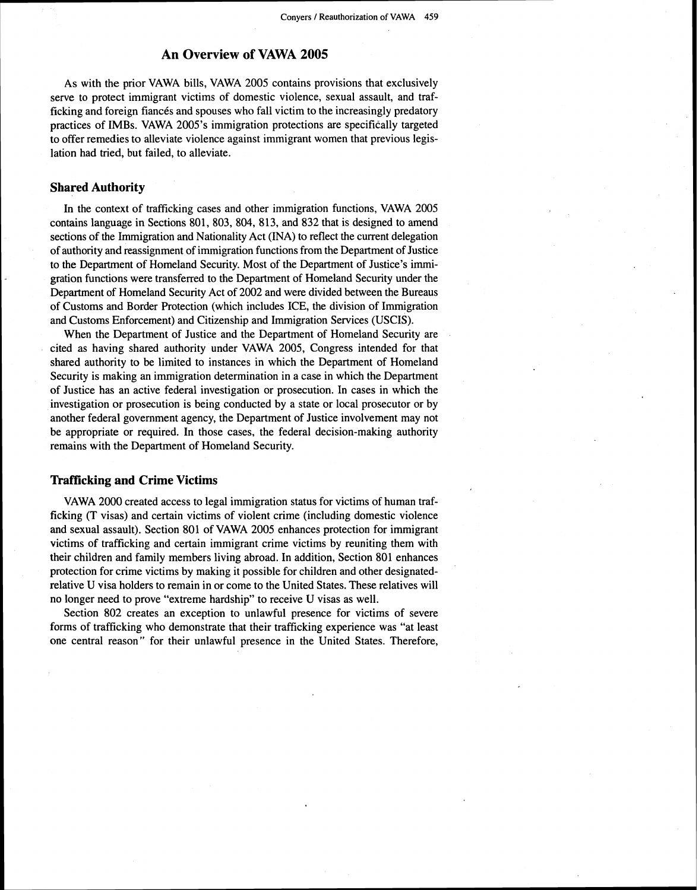## An Overview of VAWA 2005

As with the prior VAWA bills, VAWA 2005 contains provisions that exclusively serve to protect immigrant victims of domestic violence, sexual assault, and trafficking and foreign fiancés and spouses who fall victim to the increasingly predatory practices of IMBs. VAWA 2005's immigration protections are specifically targeted to offer remedies to alleviate violence against immigrant women that previous legislation had tried, but failed, to alleviate.

### Shared Authority

In the context of trafficking cases and other immigration functions, VAWA 2005 contains language in Sections 801, 803, 804, 813, and 832 that is designed to amend sections of the Immigration and Nationality Act (INA) to reflect the current delegation of authority and reassignment of immigration functions from the Department of Justice to the Department of Homeland Security. Most of the Department of Justice's immigration functions were transferred to the Department of Homeland Security under the Department of Homeland Security Act of 2002 and were divided between the Bureaus of Customs and Border Protection (which includes ICE, the division of Immigration and Customs Enforcement) and Citizenship and Immigration Services (USCIS).

When the Department of Justice and the Department of Homeland Security are cited as having shared authority under VAWA 2005, Congress intended for that shared authority to be limited to instances in which the Department of Homeland Security is making an immigration determination in a case in which the Department of Justice has an active federal investigation or prosecution. In cases in which the investigation or prosecution is being conducted by a state or local prosecutor or by another federal government agency, the Department of Justice involvement may not be appropriate or required. In those cases, the federal decision-making authority remains with the Department of Homeland Security.

### Trafficking and Crime Victims

VAWA 2000 created access to legal immigration status for victims of human trafficking (T visas) and certain victims of violent crime (including domestic violence and sexual assault). Section 801 of VAWA 2005 enhances protection for immigrant victims of trafficking and certain immigrant crime victims by reuniting them with their children and family members living abroad. In addition, Section 801 enhances protection for crime victims by making it possible for children and other designated-relative U visa holders to remain in or come to the United States. These relatives will no longer need to prove "extreme hardship" to receive U visas as well.

Section 802 creates an exception to unlawful presence for victims of severe forms of trafficking who demonstrate that their trafficking experience was "at least one central reason" for their unlawful presence in the United States. Therefore,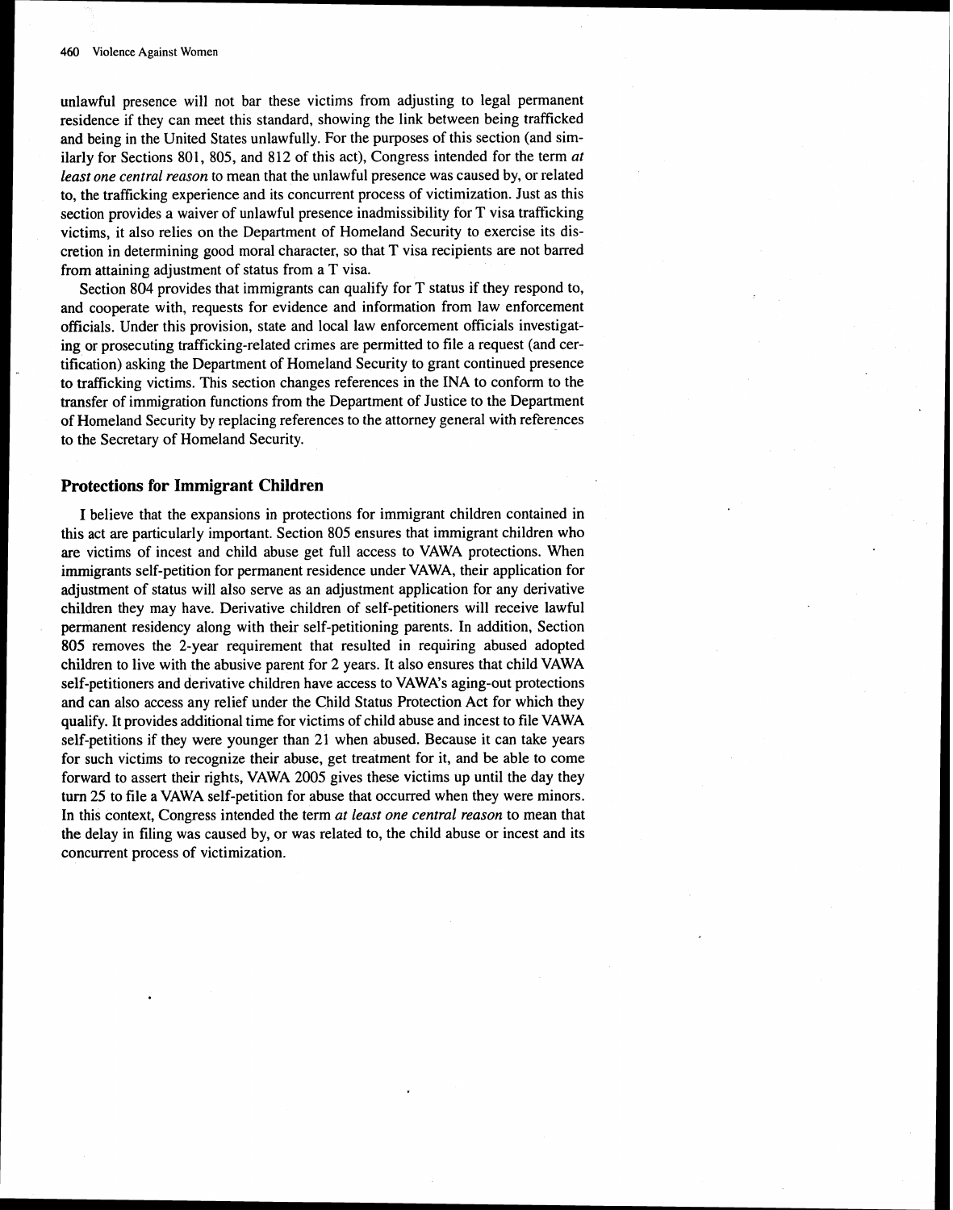unlawful presence will not bar these victims from adjusting to legal permanent residence if they can meet this standard, showing the link between being trafficked and being in the United States unlawfully. For the purposes of this section (and similarly for Sections 801, 805, and 812 of this act), Congress intended for the term *at least one central reason* to mean that the unlawful presence was caused by, or related to, the trafficking experience and its concurrent process of victimization. Just as this section provides a waiver of unlawful presence inadmissibility for T visa trafficking victims, it also relies on the Department of Homeland Security to exercise its discretion in determining good moral character, so that T visa recipients are not barred from attaining adjustment of status from a T visa.

Section 804 provides that immigrants can qualify for T status if they respond to, and cooperate with, requests for evidence and information from law enforcement officials. Under this provision, state and local law enforcement officials investigating or prosecuting trafficking-related crimes are permitted to file a request (and certification) asking the Department of Homeland Security to grant continued presence to trafficking victims. This section changes references in the INA to conform to the transfer of immigration functions from the Department of Justice to the Department of Homeland Security by replacing references to the attorney general with references to the Secretary of Homeland Security.

## Protections for Immigrant Children

I believe that the expansions in protections for immigrant children contained in this act are particularly important. Section 805 ensures that immigrant children who are victims of incest and child abuse get full access to VAWA protections. When immigrants self-petition for permanent residence under VAWA, their application for adjustment of status will also serve as an adjustment application for any derivative children they may have. Derivative children of self-petitioners will receive lawful permanent residency along with their self-petitioning parents. In addition, Section 805 removes the 2-year requirement that resulted in requiring abused adopted children to live with the abusive parent for 2 years. It also ensures that child VAWA self-petitioners and derivative children have access to VAWA's aging-out protections and can also access any relief under the Child Status Protection Act for which they qualify. It provides additional time for victims of child abuse and incest to file VAWA self-petitions if they were younger than 21 when abused. Because it can take years for such victims to recognize their abuse, get treatment for it, and be able to come forward to assert their rights, VAWA 2005 gives these victims up until the day they turn 25 to file a VAWA self-petition for abuse that occurred when they were minors. In this context, Congress intended the term *at least one central reason* to mean that the delay in filing was caused by, or was related to, the child abuse or incest and its concurrent process of victimization.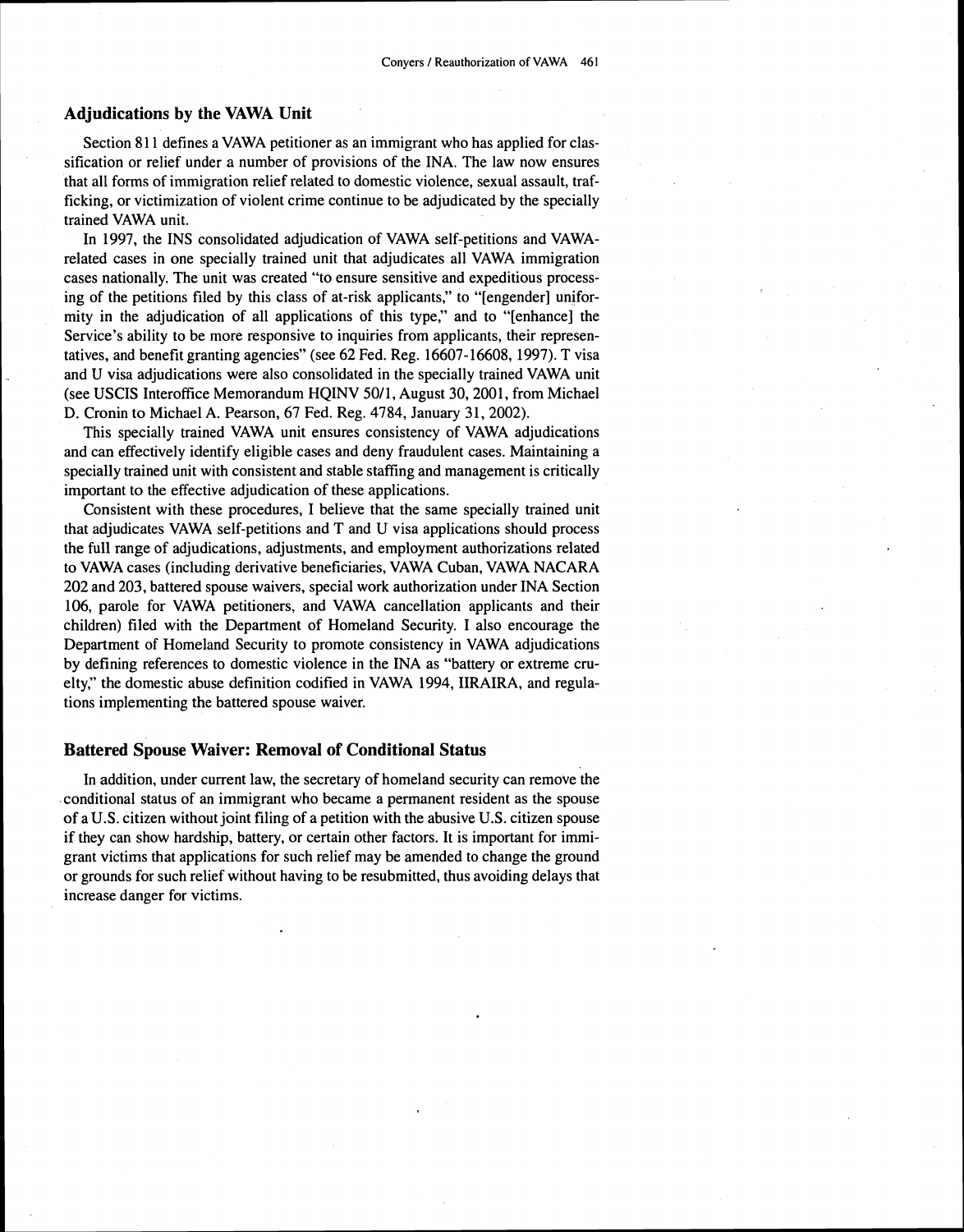## Adjudications by the VAWA Unit

Section 811 defines a VAWA petitioner as an immigrant who has applied for classification or relief under a number of provisions of the INA. The law now ensures that all forms of immigration relief related to domestic violence, sexual assault, trafficking, or victimization of violent crime continue to be adjudicated by the specially trained VAWA unit.

In 1997, the INS consolidated adjudication of VAWA self-petitions and VAWA-related cases in one specially trained unit that adjudicates all VAWA immigration cases nationally. The unit was created "to ensure sensitive and expeditious processing of the petitions filed by this class of at-risk applicants," to "[engender] uniformity in the adjudication of all applications of this type," and to "[enhance] the Service's ability to be more responsive to inquiries from applicants, their representatives, and benefit granting agencies" (see 62 Fed. Reg. 16607-16608, 1997). T visa and U visa adjudications were also consolidated in the specially trained VAWA unit (see USCIS Interoffice Memorandum HQINV 50/1, August 30, 2001, from Michael D. Cronin to Michael A. Pearson, 67 Fed. Reg. 4784, January 31, 2002).

This specially trained VAWA unit ensures consistency of VAWA adjudications and can effectively identify eligible cases and deny fraudulent cases. Maintaining a specially trained unit with consistent and stable staffing and management is critically important to the effective adjudication of these applications.

Consistent with these procedures, I believe that the same specially trained unit that adjudicates VAWA self-petitions and T and U visa applications should process the full range of adjudications, adjustments, and employment authorizations related to VAWA cases (including derivative beneficiaries, VAWA Cuban, VAWA NACARA 202 and 203, battered spouse waivers, special work authorization under INA Section 106, parole for VAWA petitioners, and VAWA cancellation applicants and their children) filed with the Department of Homeland Security. I also encourage the Department of Homeland Security to promote consistency in VAWA adjudications by defining references to domestic violence in the INA as "battery or extreme cruelty," the domestic abuse definition codified in VAWA 1994, IIRAIRA, and regulations implementing the battered spouse waiver.

## Battered Spouse Waiver: Removal of Conditional Status

In addition, under current law, the secretary of homeland security can remove the conditional status of an immigrant who became a permanent resident as the spouse of a U.S. citizen without joint filing of a petition with the abusive U.S. citizen spouse if they can show hardship, battery, or certain other factors. It is important for immigrant victims that applications for such relief may be amended to change the ground or grounds for such relief without having to be resubmitted, thus avoiding delays that increase danger for victims.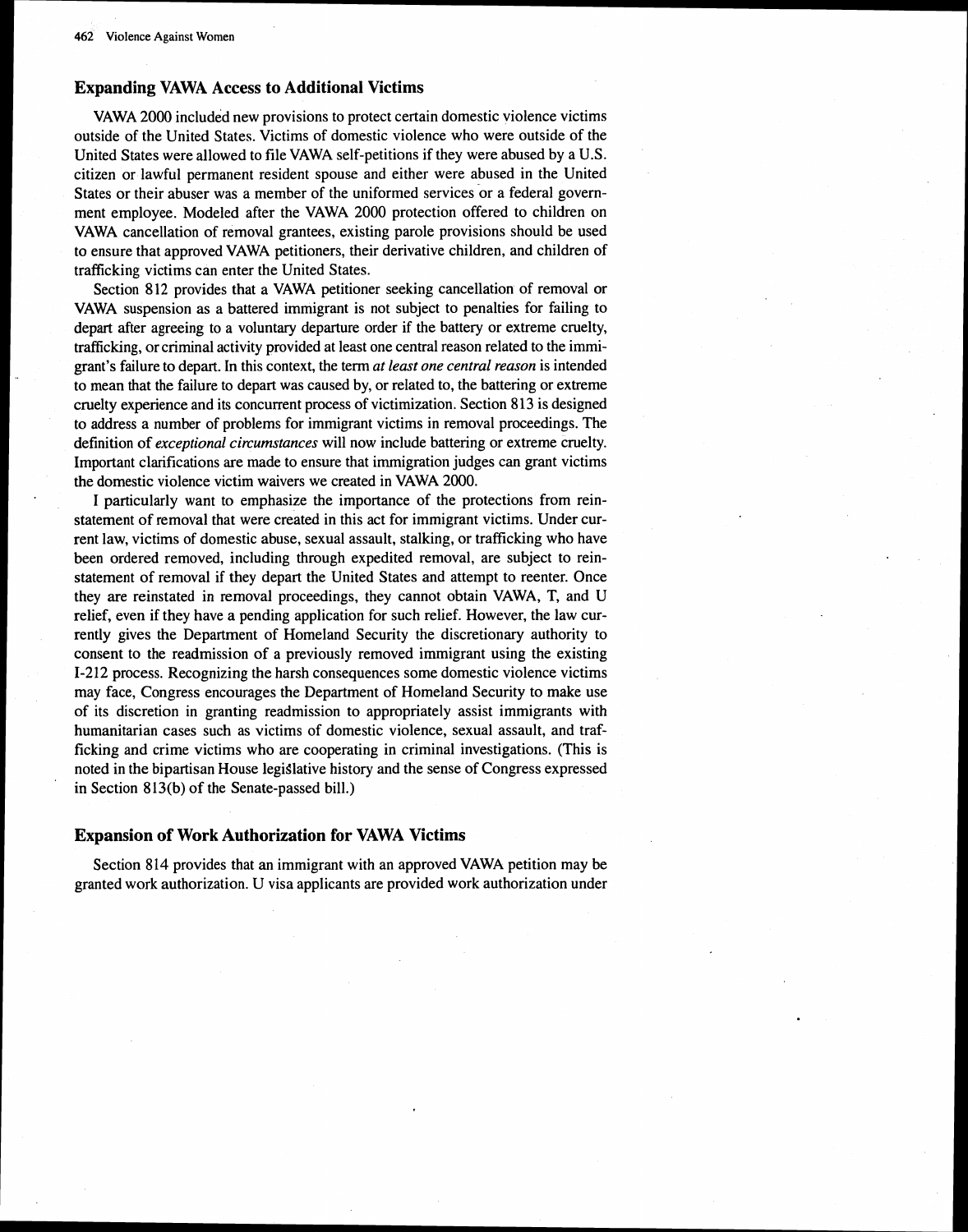## Expanding VAWA Access to Additional Victims

VAWA 2000 included new provisions to protect certain domestic violence victims outside of the United States. Victims of domestic violence who were outside of the United States were allowed to file VAWA self-petitions if they were abused by a U.S. citizen or lawful permanent resident spouse and either were abused in the United States or their abuser was a member of the uniformed services or a federal government employee. Modeled after the VAWA 2000 protection offered to children on VAWA cancellation of removal grantees, existing parole provisions should be used to ensure that approved VAWA petitioners, their derivative children, and children of trafficking victims can enter the United States.

Section 812 provides that a VAWA petitioner seeking cancellation of removal or VAWA suspension as a battered immigrant is not subject to penalties for failing to depart after agreeing to a voluntary departure order if the battery or extreme cruelty, trafficking, or criminal activity provided at least one central reason related to the immigrant's failure to depart. In this context, the term *at least one central reason* is intended to mean that the failure to depart was caused by, or related to, the battering or extreme cruelty experience and its concurrent process of victimization. Section 813 is designed to address a number of problems for immigrant victims in removal proceedings. The definition of *exceptional circumstances* will now include battering or extreme cruelty. Important clarifications are made to ensure that immigration judges can grant victims the domestic violence victim waivers we created in VAWA 2000.

I particularly want to emphasize the importance of the protections from reinstatement of removal that were created in this act for immigrant victims. Under current law, victims of domestic abuse, sexual assault, stalking, or trafficking who have been ordered removed, including through expedited removal, are subject to reinstatement of removal if they depart the United States and attempt to reenter. Once they are reinstated in removal proceedings, they cannot obtain VAWA, T, and U relief, even if they have a pending application for such relief. However, the law currently gives the Department of Homeland Security the discretionary authority to consent to the readmission of a previously removed immigrant using the existing I-212 process. Recognizing the harsh consequences some domestic violence victims may face, Congress encourages the Department of Homeland Security to make use of its discretion in granting readmission to appropriately assist immigrants with humanitarian cases such as victims of domestic violence, sexual assault, and trafficking and crime victims who are cooperating in criminal investigations. (This is noted in the bipartisan House legislative history and the sense of Congress expressed in Section 813(b) of the Senate-passed bill.)

## Expansion of Work Authorization for VAWA Victims

Section 814 provides that an immigrant with an approved VAWA petition may be granted work authorization. U visa applicants are provided work authorization under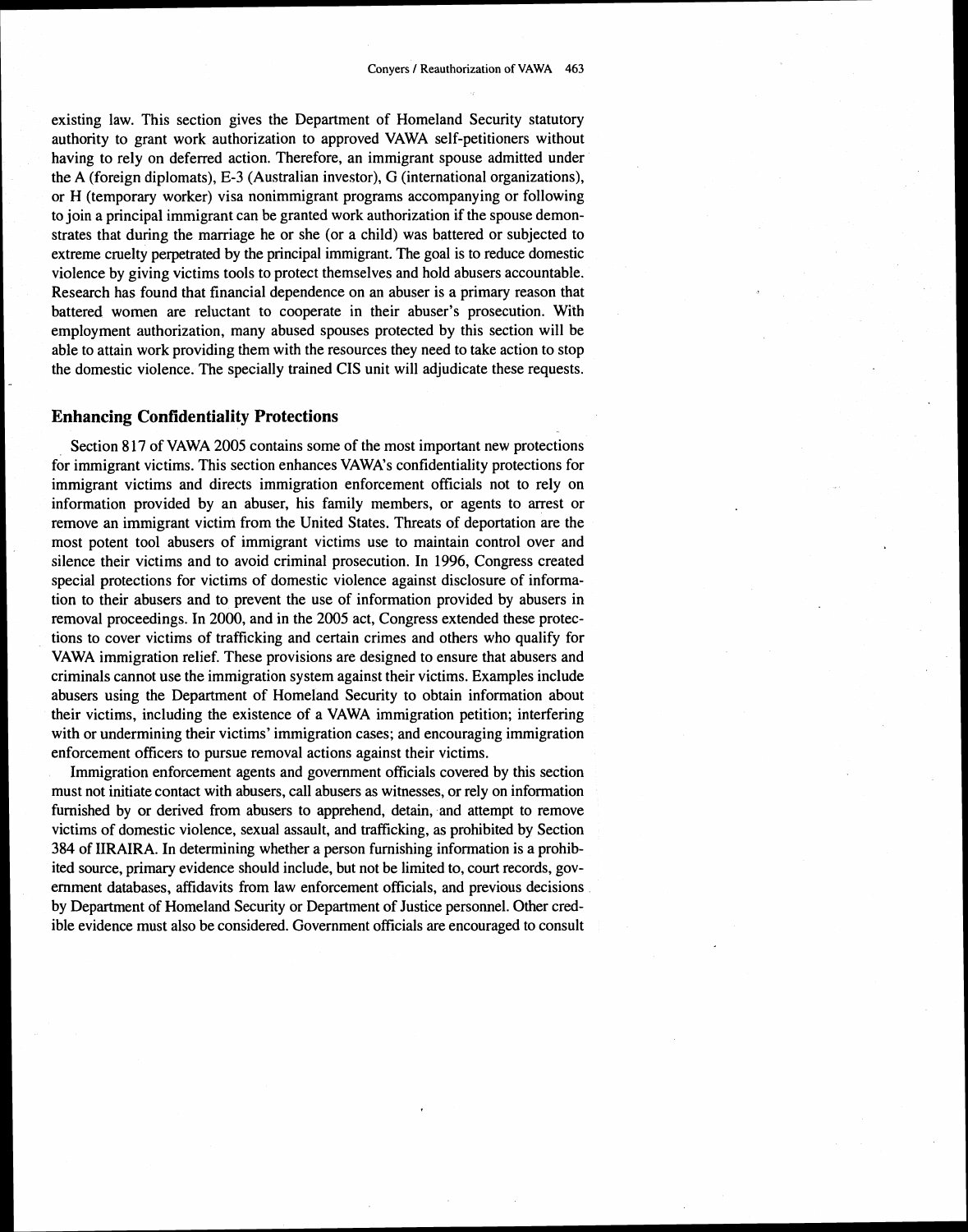existing law. This section gives the Department of Homeland Security statutory authority to grant work authorization to approved VAWA self-petitioners without having to rely on deferred action. Therefore, an immigrant spouse admitted under the A (foreign diplomats), E-3 (Australian investor), G (international organizations), or H (temporary worker) visa nonimmigrant programs accompanying or following to join a principal immigrant can be granted work authorization if the spouse demonstrates that during the marriage he or she (or a child) was battered or subjected to extreme cruelty perpetrated by the principal immigrant. The goal is to reduce domestic violence by giving victims tools to protect themselves and hold abusers accountable. Research has found that financial dependence on an abuser is a primary reason that battered women are reluctant to cooperate in their abuser's prosecution. With employment authorization, many abused spouses protected by this section will be able to attain work providing them with the resources they need to take action to stop the domestic violence. The specially trained CIS unit will adjudicate these requests.

## Enhancing Confidentiality Protections

Section 817 of VAWA 2005 contains some of the most important new protections for immigrant victims. This section enhances VAWA's confidentiality protections for immigrant victims and directs immigration enforcement officials not to rely on information provided by an abuser, his family members, or agents to arrest or remove an immigrant victim from the United States. Threats of deportation are the most potent tool abusers of immigrant victims use to maintain control over and silence their victims and to avoid criminal prosecution. In 1996, Congress created special protections for victims of domestic violence against disclosure of information to their abusers and to prevent the use of information provided by abusers in removal proceedings. In 2000, and in the 2005 act, Congress extended these protections to cover victims of trafficking and certain crimes and others who qualify for VAWA immigration relief. These provisions are designed to ensure that abusers and criminals cannot use the immigration system against their victims. Examples include abusers using the Department of Homeland Security to obtain information about their victims, including the existence of a VAWA immigration petition; interfering with or undermining their victims' immigration cases; and encouraging immigration enforcement officers to pursue removal actions against their victims.

Immigration enforcement agents and government officials covered by this section must not initiate contact with abusers, call abusers as witnesses, or rely on information furnished by or derived from abusers to apprehend, detain, and attempt to remove victims of domestic violence, sexual assault, and trafficking, as prohibited by Section 384 of IIRAIRA. In determining whether a person furnishing information is a prohibited source, primary evidence should include, but not be limited to, court records, government databases, affidavits from law enforcement officials, and previous decisions by Department of Homeland Security or Department of Justice personnel. Other credible evidence must also be considered. Government officials are encouraged to consult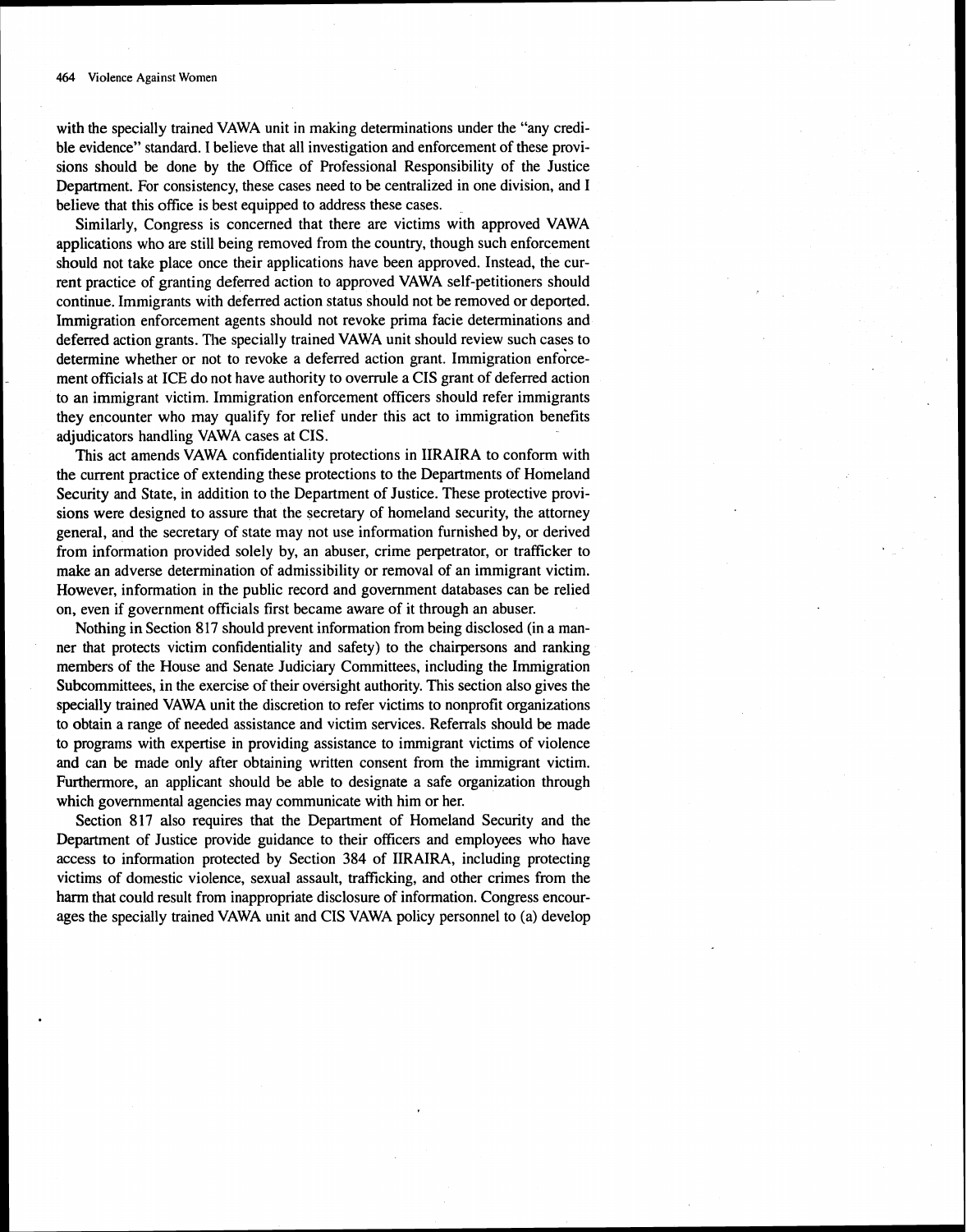with the specially trained VAWA unit in making determinations under the "any credible evidence" standard. I believe that all investigation and enforcement of these provisions should be done by the Office of Professional Responsibility of the Justice Department. For consistency, these cases need to be centralized in one division, and I believe that this office is best equipped to address these cases.

Similarly, Congress is concerned that there are victims with approved VAWA applications who are still being removed from the country, though such enforcement should not take place once their applications have been approved. Instead, the current practice of granting deferred action to approved VAWA self-petitioners should continue. Immigrants with deferred action status should not be removed or deported. Immigration enforcement agents should not revoke prima facie determinations and deferred action grants. The specially trained VAWA unit should review such cases to determine whether or not to revoke a deferred action grant. Immigration enforcement officials at ICE do not have authority to overrule a CIS grant of deferred action to an immigrant victim. Immigration enforcement officers should refer immigrants they encounter who may qualify for relief under this act to immigration benefits adjudicators handling VAWA cases at CIS.

This act amends VAWA confidentiality protections in IIRAIRA to conform with the current practice of extending these protections to the Departments of Homeland Security and State, in addition to the Department of Justice. These protective provisions were designed to assure that the secretary of homeland security, the attorney general, and the secretary of state may not use information furnished by, or derived from information provided solely by, an abuser, crime perpetrator, or trafficker to make an adverse determination of admissibility or removal of an immigrant victim. However, information in the public record and government databases can be relied on, even if government officials first became aware of it through an abuser.

Nothing in Section 817 should prevent information from being disclosed (in a manner that protects victim confidentiality and safety) to the chairpersons and ranking members of the House and Senate Judiciary Committees, including the Immigration Subcommittees, in the exercise of their oversight authority. This section also gives the specially trained VAWA unit the discretion to refer victims to nonprofit organizations to obtain a range of needed assistance and victim services. Referrals should be made to programs with expertise in providing assistance to immigrant victims of violence and can be made only after obtaining written consent from the immigrant victim. Furthermore, an applicant should be able to designate a safe organization through which governmental agencies may communicate with him or her.

Section 817 also requires that the Department of Homeland Security and the Department of Justice provide guidance to their officers and employees who have access to information protected by Section 384 of IIRAIRA, including protecting victims of domestic violence, sexual assault, trafficking, and other crimes from the harm that could result from inappropriate disclosure of information. Congress encourages the specially trained VAWA unit and CIS VAWA policy personnel to (a) develop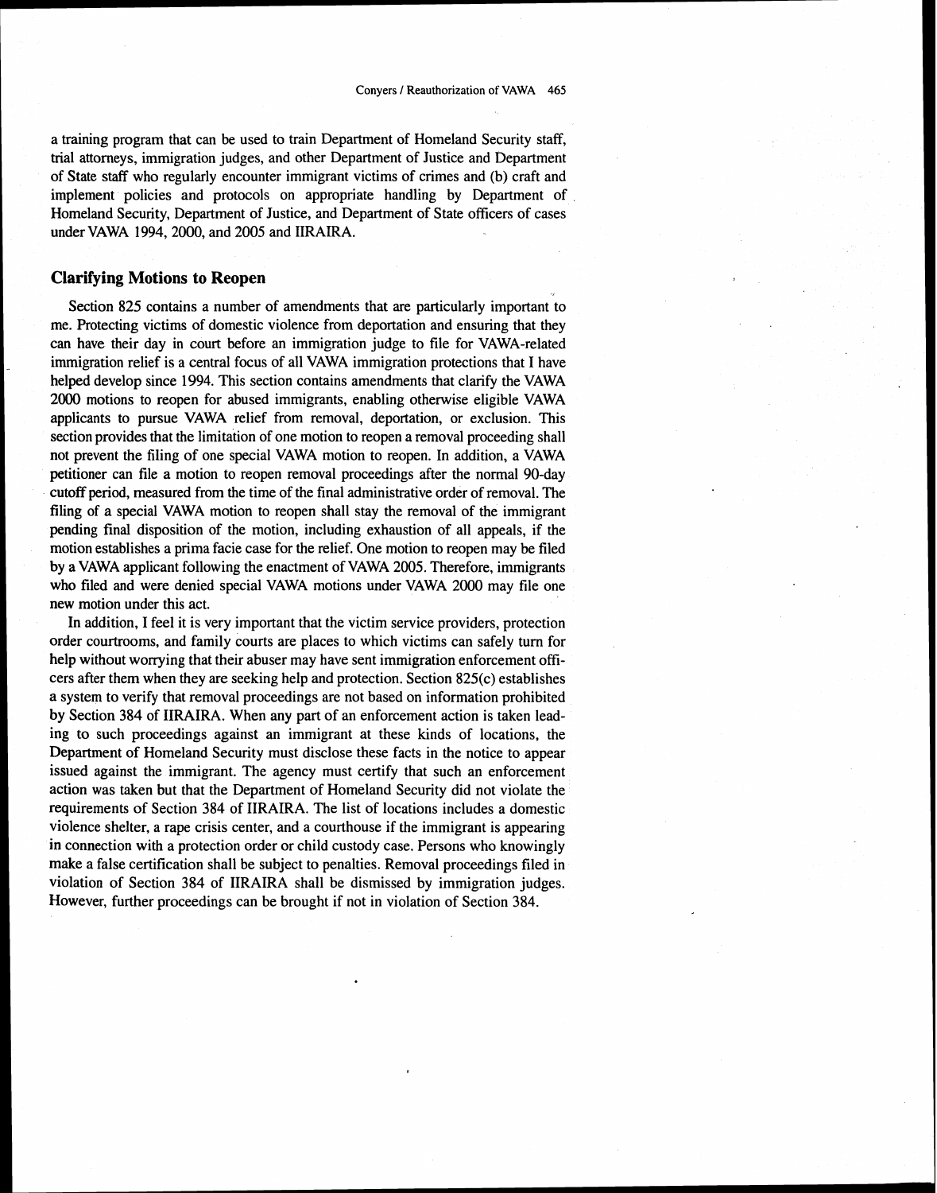a training program that can be used to train Department of Homeland Security staff, trial attorneys, immigration judges, and other Department of Justice and Department of State staff who regularly encounter immigrant victims of crimes and (b) craft and implement policies and protocols on appropriate handling by Department of Homeland Security, Department of Justice, and Department of State officers of cases under VAWA 1994, 2000, and 2005 and IIRAIRA.

## Clarifying Motions to Reopen

Section 825 contains a number of amendments that are particularly important to me. Protecting victims of domestic violence from deportation and ensuring that they can have their day in court before an immigration judge to file for VAWA-related immigration relief is a central focus of all VAWA immigration protections that I have helped develop since 1994. This section contains amendments that clarify the VAWA 2000 motions to reopen for abused immigrants, enabling otherwise eligible VAWA applicants to pursue VAWA relief from removal, deportation, or exclusion. This section provides that the limitation of one motion to reopen a removal proceeding shall not prevent the filing of one special VAWA motion to reopen. In addition, a VAWA petitioner can file a motion to reopen removal proceedings after the normal 90-day cutoff period, measured from the time of the final administrative order of removal. The filing of a special VAWA motion to reopen shall stay the removal of the immigrant pending final disposition of the motion, including exhaustion of all appeals, if the motion establishes a prima facie case for the relief. One motion to reopen may be filed by a VAWA applicant following the enactment of VAWA 2005. Therefore, immigrants who filed and were denied special VAWA motions under VAWA 2000 may file one new motion under this act.

In addition, I feel it is very important that the victim service providers, protection order courtrooms, and family courts are places to which victims can safely turn for help without worrying that their abuser may have sent immigration enforcement officers after them when they are seeking help and protection. Section 825(c) establishes a system to verify that removal proceedings are not based on information prohibited by Section 384 of IIRAIRA. When any part of an enforcement action is taken leading to such proceedings against an immigrant at these kinds of locations, the Department of Homeland Security must disclose these facts in the notice to appear issued against the immigrant. The agency must certify that such an enforcement action was taken but that the Department of Homeland Security did not violate the requirements of Section 384 of IIRAIRA. The list of locations includes a domestic violence shelter, a rape crisis center, and a courthouse if the immigrant is appearing in connection with a protection order or child custody case. Persons who knowingly make a false certification shall be subject to penalties. Removal proceedings filed in violation of Section 384 of IIRAIRA shall be dismissed by immigration judges. However, further proceedings can be brought if not in violation of Section 384.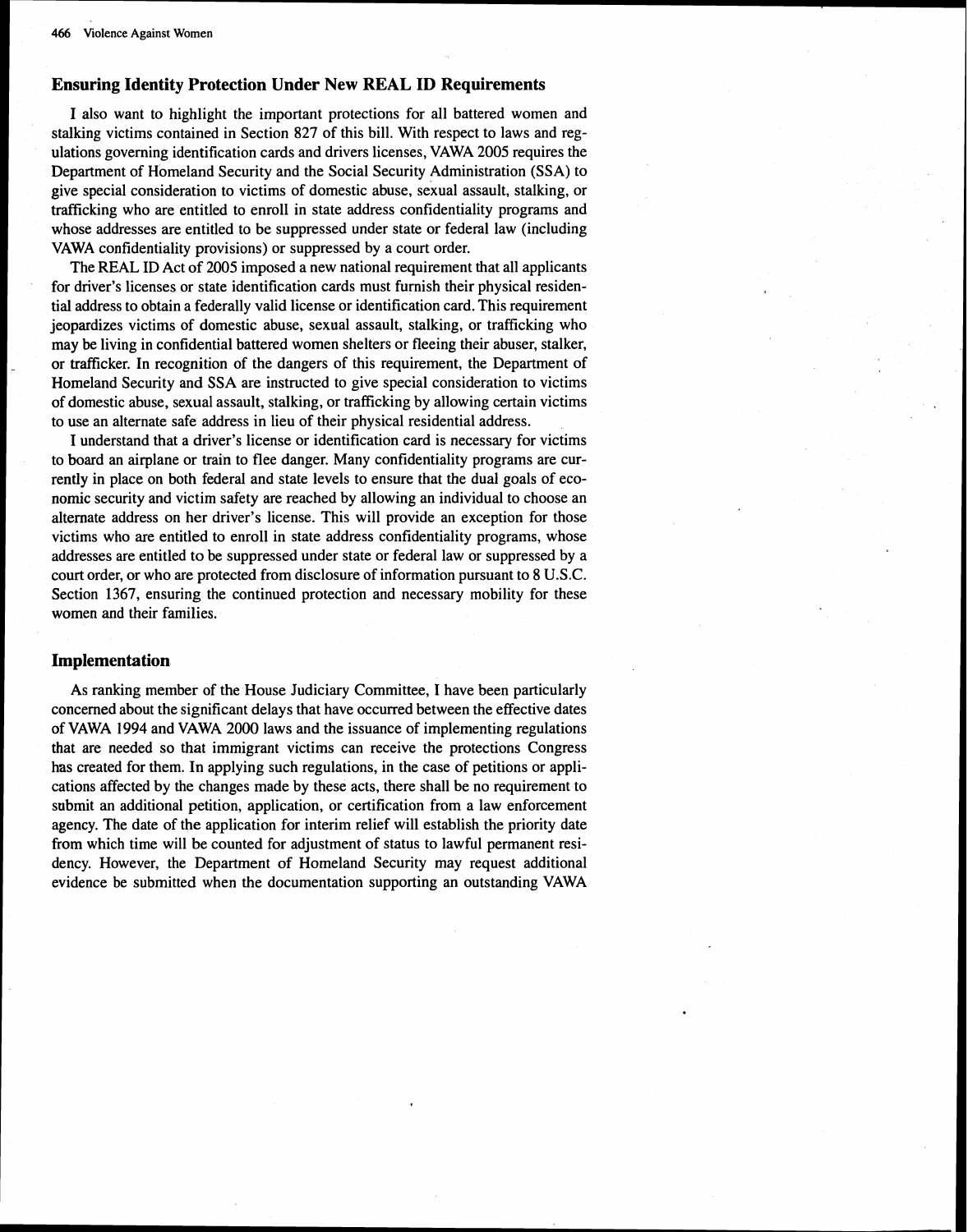## Ensuring Identity Protection Under New REAL ID Requirements

I also want to highlight the important protections for all battered women and stalking victims contained in Section 827 of this bill. With respect to laws and regulations governing identification cards and drivers licenses, VAWA 2005 requires the Department of Homeland Security and the Social Security Administration (SSA) to give special consideration to victims of domestic abuse, sexual assault, stalking, or trafficking who are entitled to enroll in state address confidentiality programs and whose addresses are entitled to be suppressed under state or federal law (including VAWA confidentiality provisions) or suppressed by a court order.

The REAL ID Act of 2005 imposed a new national requirement that all applicants for driver's licenses or state identification cards must furnish their physical residential address to obtain a federally valid license or identification card. This requirement jeopardizes victims of domestic abuse, sexual assault, stalking, or trafficking who may be living in confidential battered women shelters or fleeing their abuser, stalker, or trafficker. In recognition of the dangers of this requirement, the Department of Homeland Security and SSA are instructed to give special consideration to victims of domestic abuse, sexual assault, stalking, or trafficking by allowing certain victims to use an alternate safe address in lieu of their physical residential address.

I understand that a driver's license or identification card is necessary for victims to board an airplane or train to flee danger. Many confidentiality programs are currently in place on both federal and state levels to ensure that the dual goals of economic security and victim safety are reached by allowing an individual to choose an alternate address on her driver's license. This will provide an exception for those victims who are entitled to enroll in state address confidentiality programs, whose addresses are entitled to be suppressed under state or federal law or suppressed by a court order, or who are protected from disclosure of information pursuant to 8 U.S.C. Section 1367, ensuring the continued protection and necessary mobility for these women and their families.

## Implementation

As ranking member of the House Judiciary Committee, I have been particularly concerned about the significant delays that have occurred between the effective dates of VAWA 1994 and VAWA 2000 laws and the issuance of implementing regulations that are needed so that immigrant victims can receive the protections Congress has created for them. In applying such regulations, in the case of petitions or applications affected by the changes made by these acts, there shall be no requirement to submit an additional petition, application, or certification from a law enforcement agency. The date of the application for interim relief will establish the priority date from which time will be counted for adjustment of status to lawful permanent residency. However, the Department of Homeland Security may request additional evidence be submitted when the documentation supporting an outstanding VAWA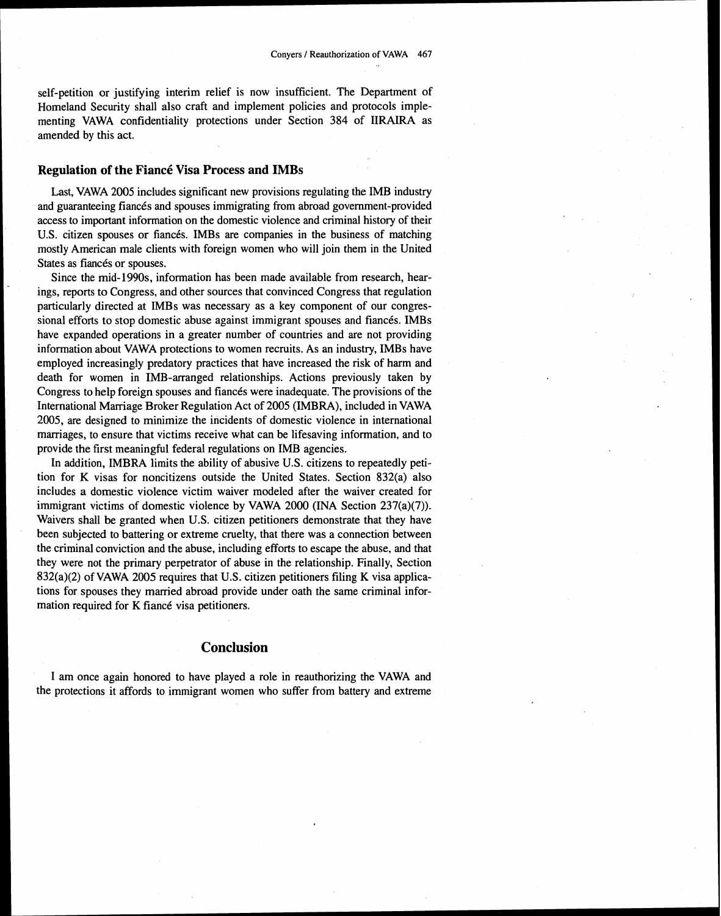self-petition or justifying interim relief is now insufficient. The Department of Homeland Security shall also craft and implement policies and protocols implementing VAWA confidentiality protections under Section 384 of IIRAIRA as amended by this act.

### Regulation of the Fiancé Visa Process and IMBs

Last, VAWA 2005 includes significant new provisions regulating the IMB industry and guaranteeing fiancés and spouses immigrating from abroad government-provided access to important information on the domestic violence and criminal history of their U.S. citizen spouses or fiancés. IMBs are companies in the business of matching mostly American male clients with foreign women who will join them in the United States as fiancés or spouses.

Since the mid-1990s, information has been made available from research, hearings, reports to Congress, and other sources that convinced Congress that regulation particularly directed at IMBs was necessary as a key component of our congressional efforts to stop domestic abuse against immigrant spouses and fiancés. IMBs have expanded operations in a greater number of countries and are not providing information about VAWA protections to women recruits. As an industry, IMBs have employed increasingly predatory practices that have increased the risk of harm and death for women in IMB-arranged relationships. Actions previously taken by Congress to help foreign spouses and fiancés were inadequate. The provisions of the International Marriage Broker Regulation Act of 2005 (IMBRA), included in VAWA 2005, are designed to minimize the incidents of domestic violence in international marriages, to ensure that victims receive what can be lifesaving information, and to provide the first meaningful federal regulations on IMB agencies.

In addition, IMBRA limits the ability of abusive U.S. citizens to repeatedly petition for K visas for noncitizens outside the United States. Section 832(a) also includes a domestic violence victim waiver modeled after the waiver created for immigrant victims of domestic violence by VAWA 2000 (INA Section 237(a)(7)). Waivers shall be granted when U.S. citizen petitioners demonstrate that they have been subjected to battering or extreme cruelty, that there was a connection between the criminal conviction and the abuse, including efforts to escape the abuse, and that they were not the primary perpetrator of abuse in the relationship. Finally, Section 832(a)(2) of VAWA 2005 requires that U.S. citizen petitioners filing K visa applications for spouses they married abroad provide under oath the same criminal information required for K fiancé visa petitioners.

## Conclusion

I am once again honored to have played a role in reauthorizing the VAWA and the protections it affords to immigrant women who suffer from battery and extreme